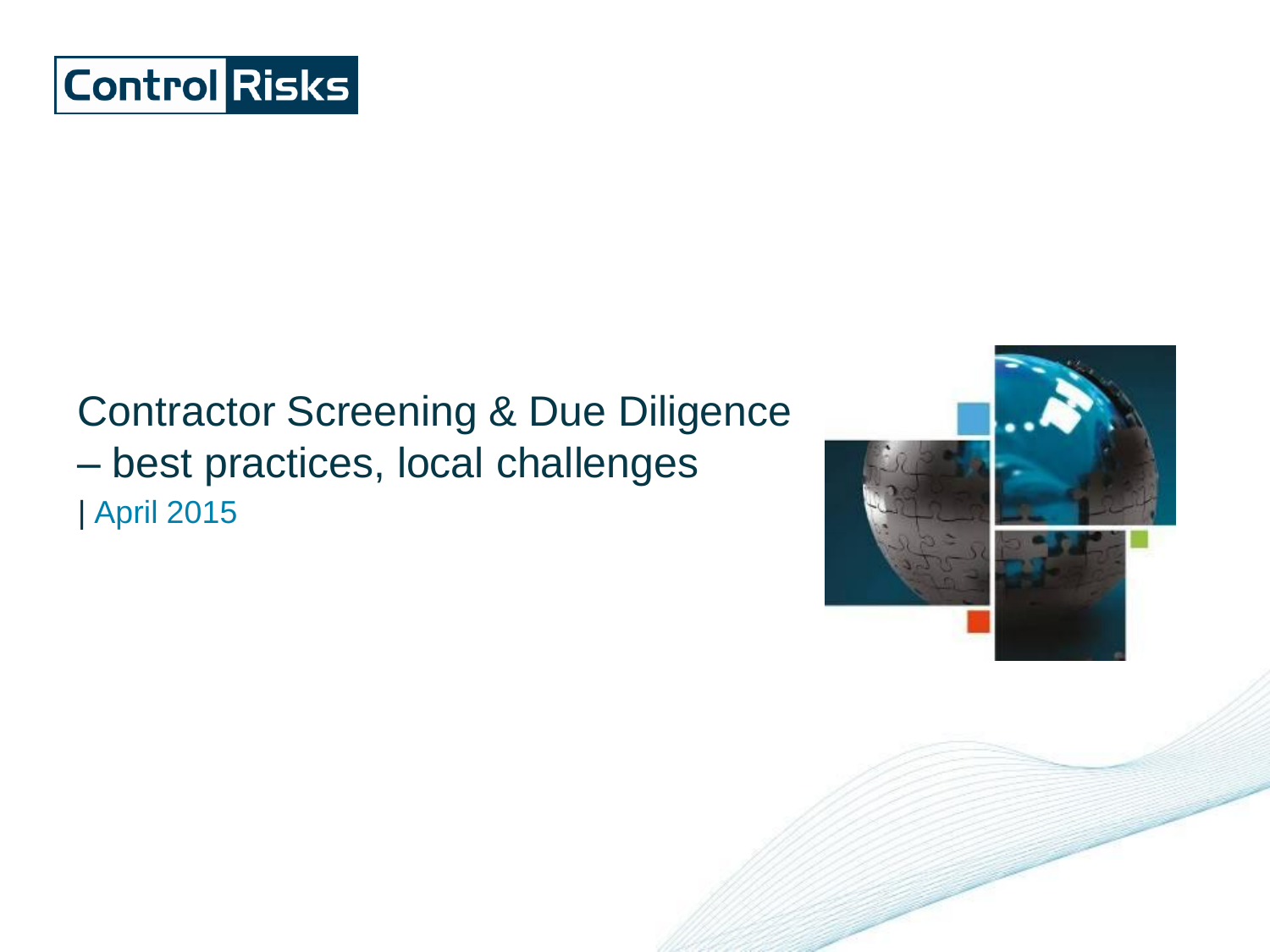Control Risks

# Contractor Screening & Due Diligence – best practices, local challenges

| April 2015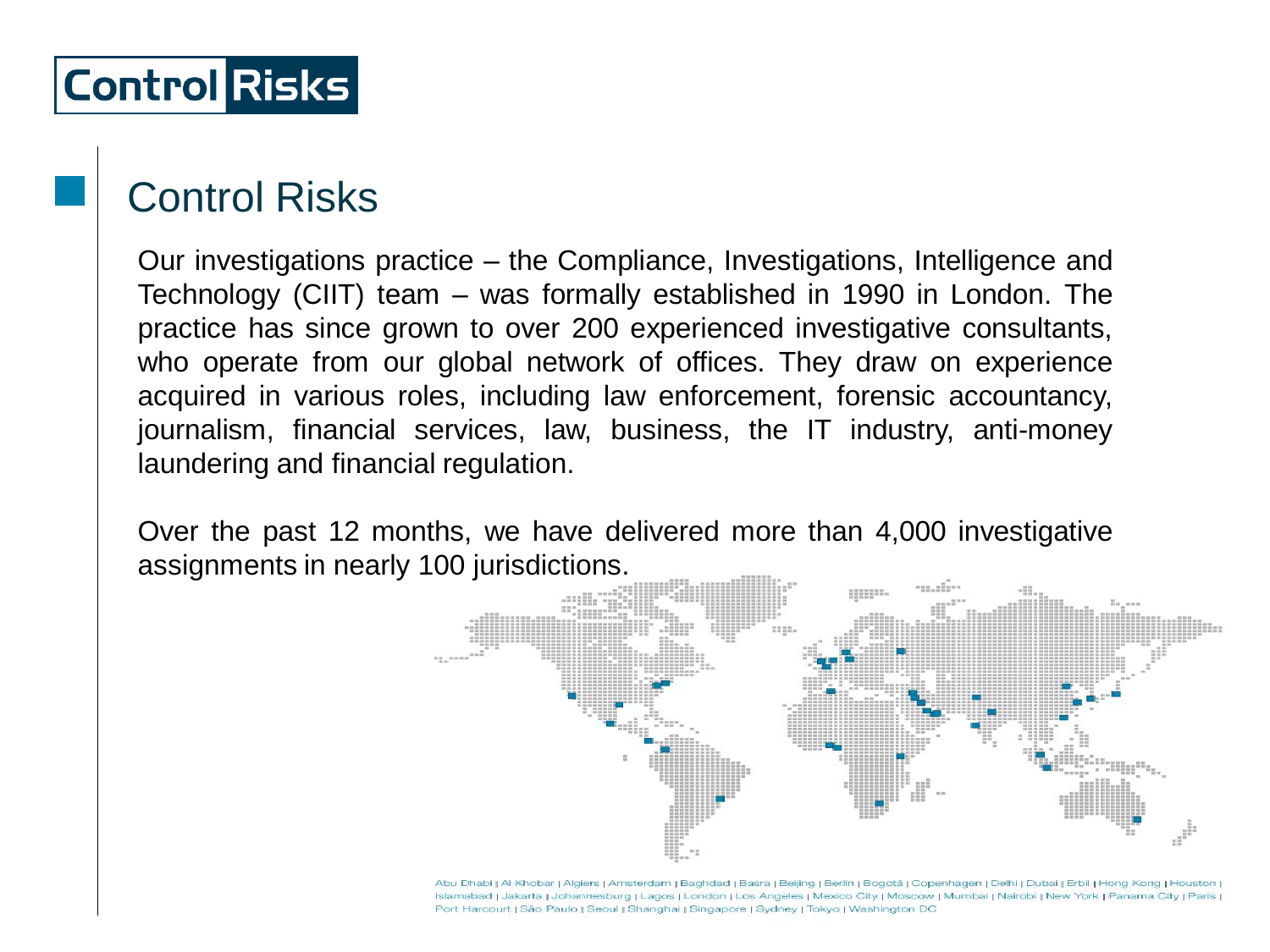# Control Risks

## Control Risks

Our investigations practice – the Compliance, Investigations, Intelligence and Technology (CIIT) team – was formally established in 1990 in London. The practice has since grown to over 200 experienced investigative consultants, who operate from our global network of offices. They draw on experience acquired in various roles, including law enforcement, forensic accountancy, journalism, financial services, law, business, the IT industry, anti-money laundering and financial regulation.

Over the past 12 months, we have delivered more than 4,000 investigative assignments in nearly 100 jurisdictions.

Abu Dhabi | Al Khobar | Algiers | Amsterdam | Baghdad | Basra | Beijing | Berlin | Bogotá | Copenhagen | Delhi | Dubai | Erbil | Hong Kong | Houston | Islamabad | Jakarta | Johannesburg | Lagos | London | Los Angeles | Mexico City | Moscow | Mumbai | Nairobi | New York | Panama City | Paris | Port Harcourt | São Paulo | Seoul | Shanghai | Singapore | Sydney | Tokyo | Washington DC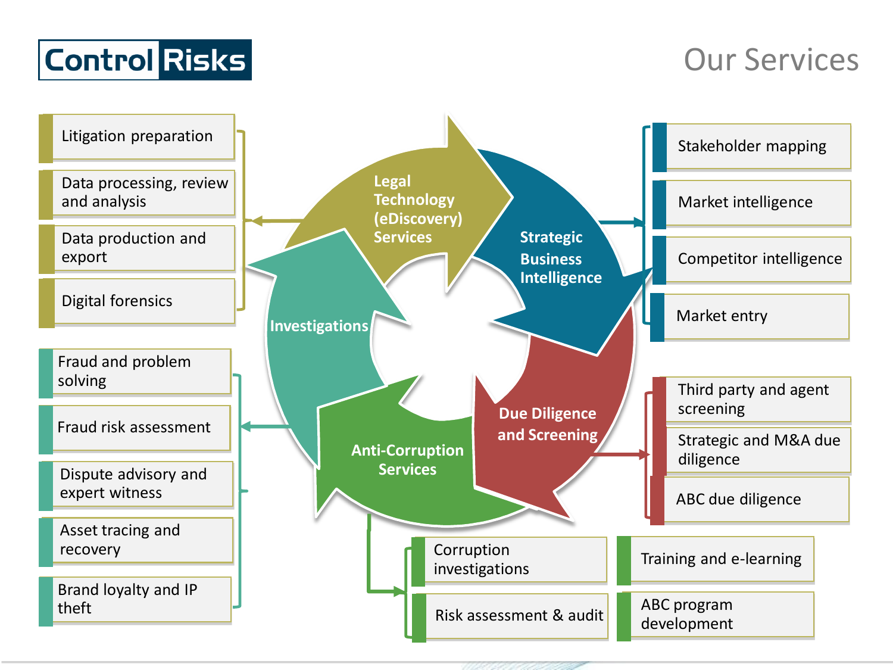# Control Risks

## Our Services

### Legal Technology (eDiscovery) Services

- Litigation preparation
- Data processing, review and analysis
- Data production and export
- Digital forensics

### Strategic Business Intelligence

- Stakeholder mapping
- Market intelligence
- Competitor intelligence
- Market entry

### Due Diligence and Screening

- Third party and agent screening
- Strategic and M&A due diligence
- ABC due diligence

### Anti-Corruption Services

- Corruption investigations
- Risk assessment & audit
- Training and e-learning
- ABC program development

### Investigations

- Fraud and problem solving
- Fraud risk assessment
- Dispute advisory and expert witness
- Asset tracing and recovery
- Brand loyalty and IP theft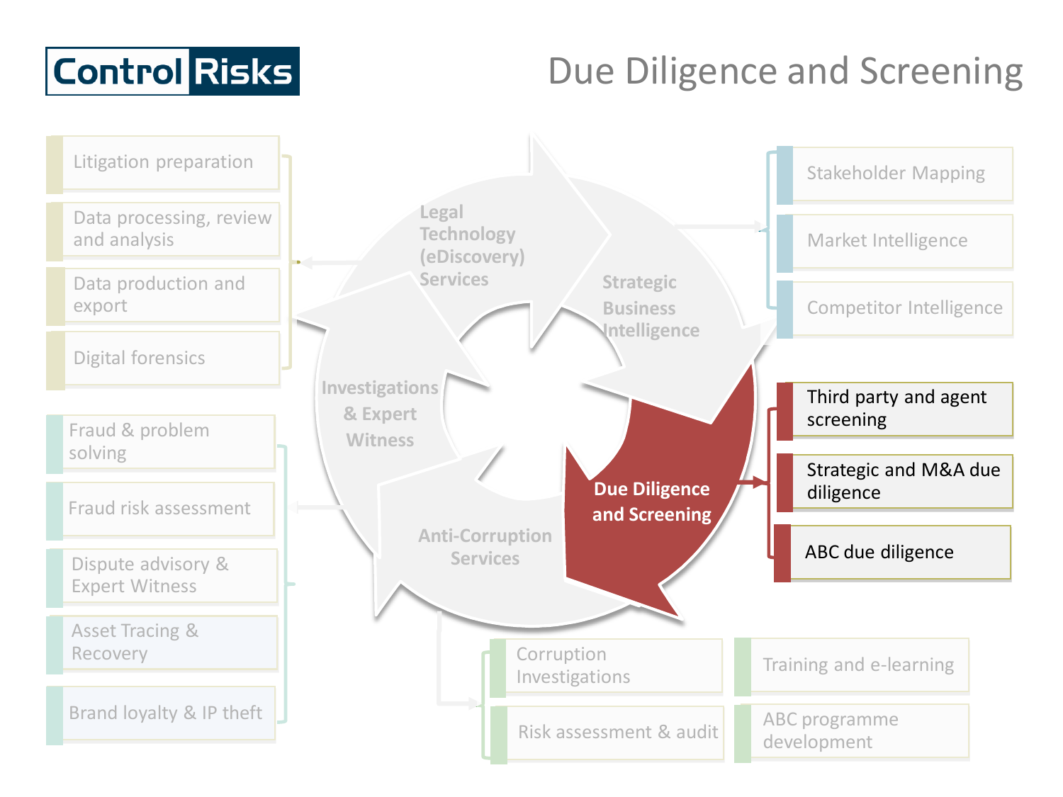Control Risks

# Due Diligence and Screening

- Litigation preparation
- Data processing, review and analysis
- Data production and export
- Digital forensics

- Fraud & problem solving
- Fraud risk assessment
- Dispute advisory & Expert Witness
- Asset Tracing & Recovery
- Brand loyalty & IP theft

Legal Technology (eDiscovery) Services

Strategic Business Intelligence

Investigations & Expert Witness

Anti-Corruption Services

**Due Diligence and Screening**

- Stakeholder Mapping
- Market Intelligence
- Competitor Intelligence

- Third party and agent screening
- Strategic and M&A due diligence
- ABC due diligence

- Corruption Investigations
- Risk assessment & audit
- Training and e-learning
- ABC programme development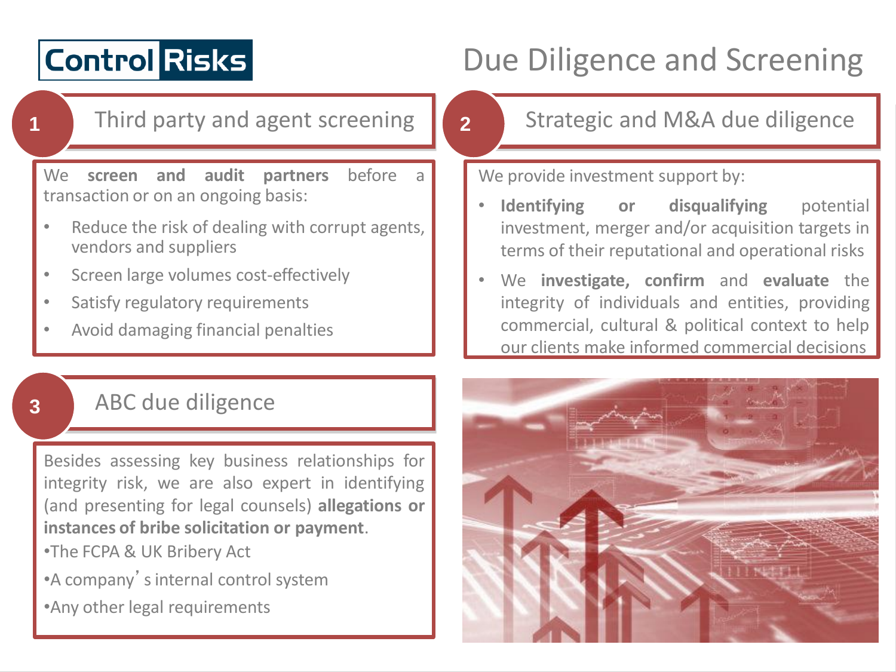Control Risks

# Due Diligence and Screening

## 1 Third party and agent screening

We **screen and audit partners** before a transaction or on an ongoing basis:

- Reduce the risk of dealing with corrupt agents, vendors and suppliers
- Screen large volumes cost-effectively
- Satisfy regulatory requirements
- Avoid damaging financial penalties

## 2 Strategic and M&A due diligence

We provide investment support by:

- **Identifying or disqualifying** potential investment, merger and/or acquisition targets in terms of their reputational and operational risks
- We **investigate, confirm** and **evaluate** the integrity of individuals and entities, providing commercial, cultural & political context to help our clients make informed commercial decisions

## 3 ABC due diligence

Besides assessing key business relationships for integrity risk, we are also expert in identifying (and presenting for legal counsels) **allegations or instances of bribe solicitation or payment**.

- The FCPA & UK Bribery Act
- A company's internal control system
- Any other legal requirements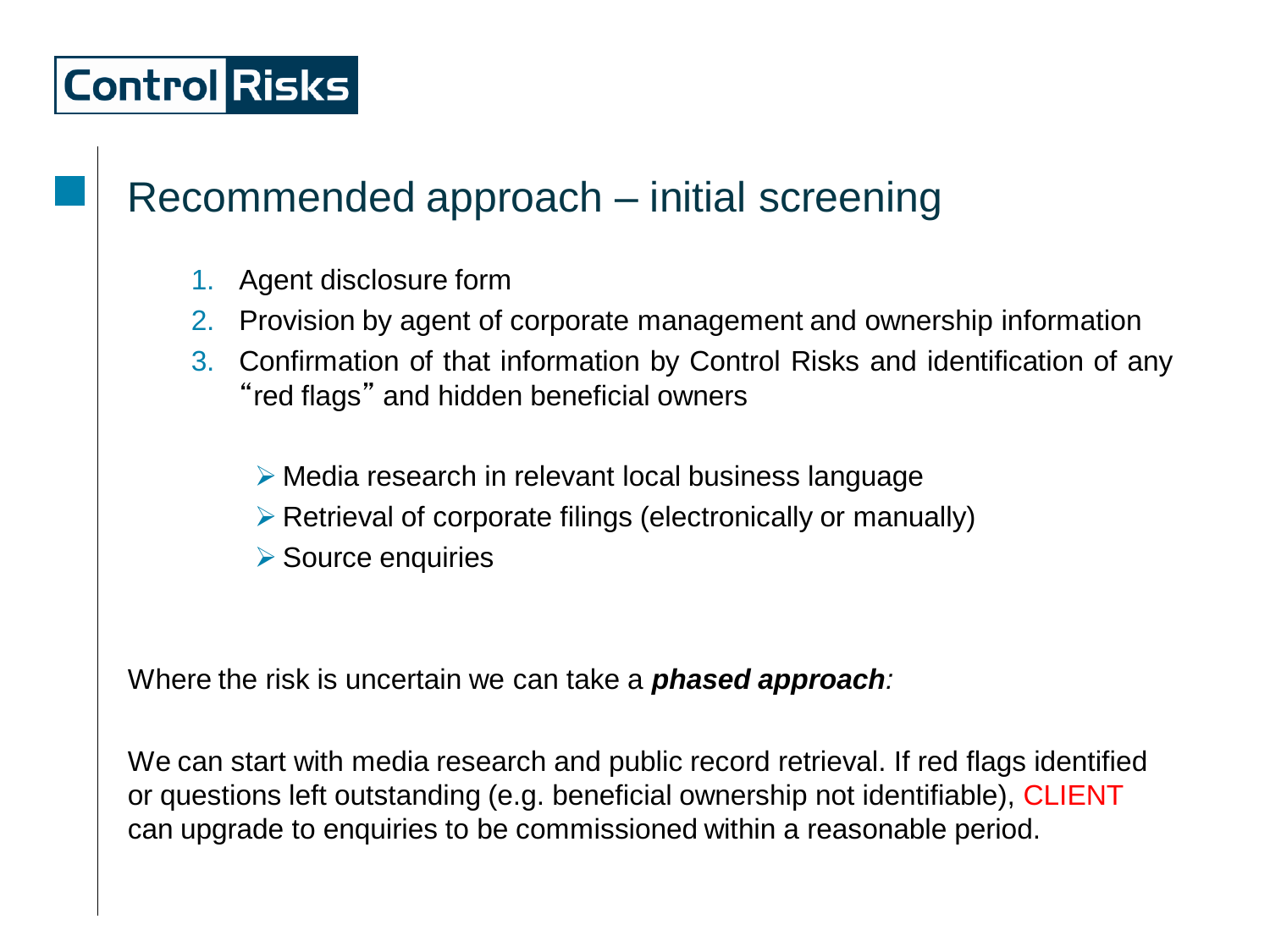# Recommended approach – initial screening

1. Agent disclosure form
2. Provision by agent of corporate management and ownership information
3. Confirmation of that information by Control Risks and identification of any "red flags" and hidden beneficial owners

   - Media research in relevant local business language
   - Retrieval of corporate filings (electronically or manually)
   - Source enquiries

Where the risk is uncertain we can take a ***phased approach****:*

We can start with media research and public record retrieval. If red flags identified or questions left outstanding (e.g. beneficial ownership not identifiable), CLIENT can upgrade to enquiries to be commissioned within a reasonable period.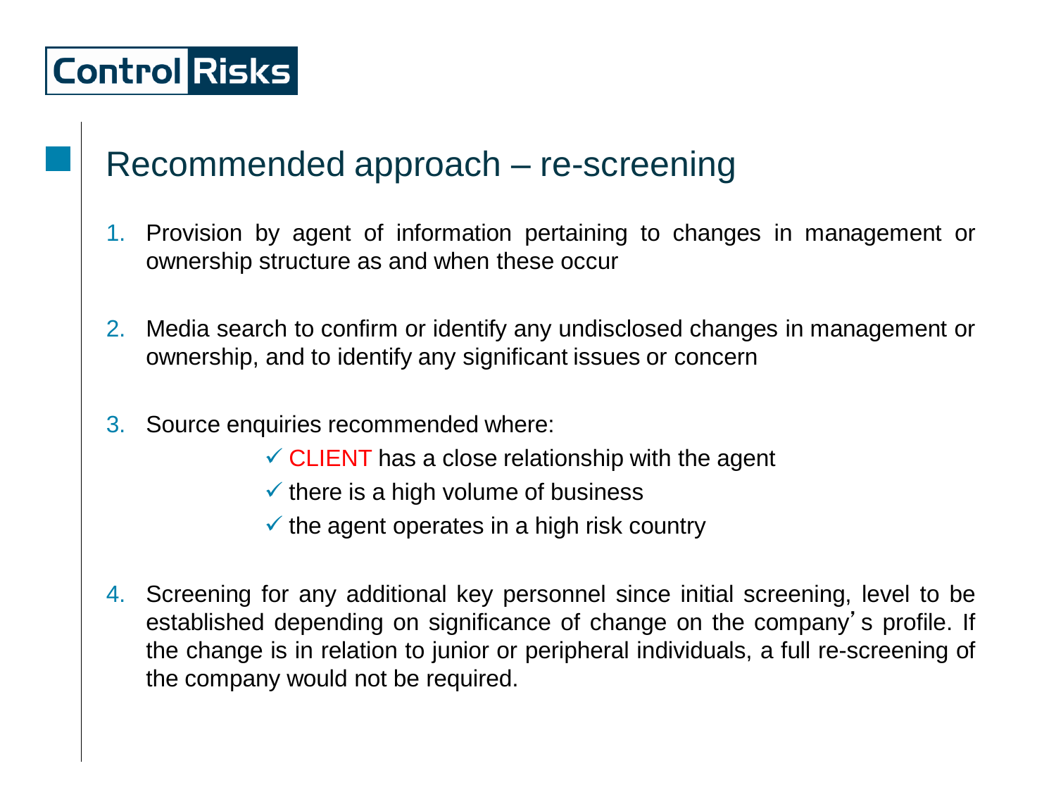## Recommended approach – re-screening

1. Provision by agent of information pertaining to changes in management or ownership structure as and when these occur

2. Media search to confirm or identify any undisclosed changes in management or ownership, and to identify any significant issues or concern

3. Source enquiries recommended where:
   - ✓ CLIENT has a close relationship with the agent
   - ✓ there is a high volume of business
   - ✓ the agent operates in a high risk country

4. Screening for any additional key personnel since initial screening, level to be established depending on significance of change on the company's profile. If the change is in relation to junior or peripheral individuals, a full re-screening of the company would not be required.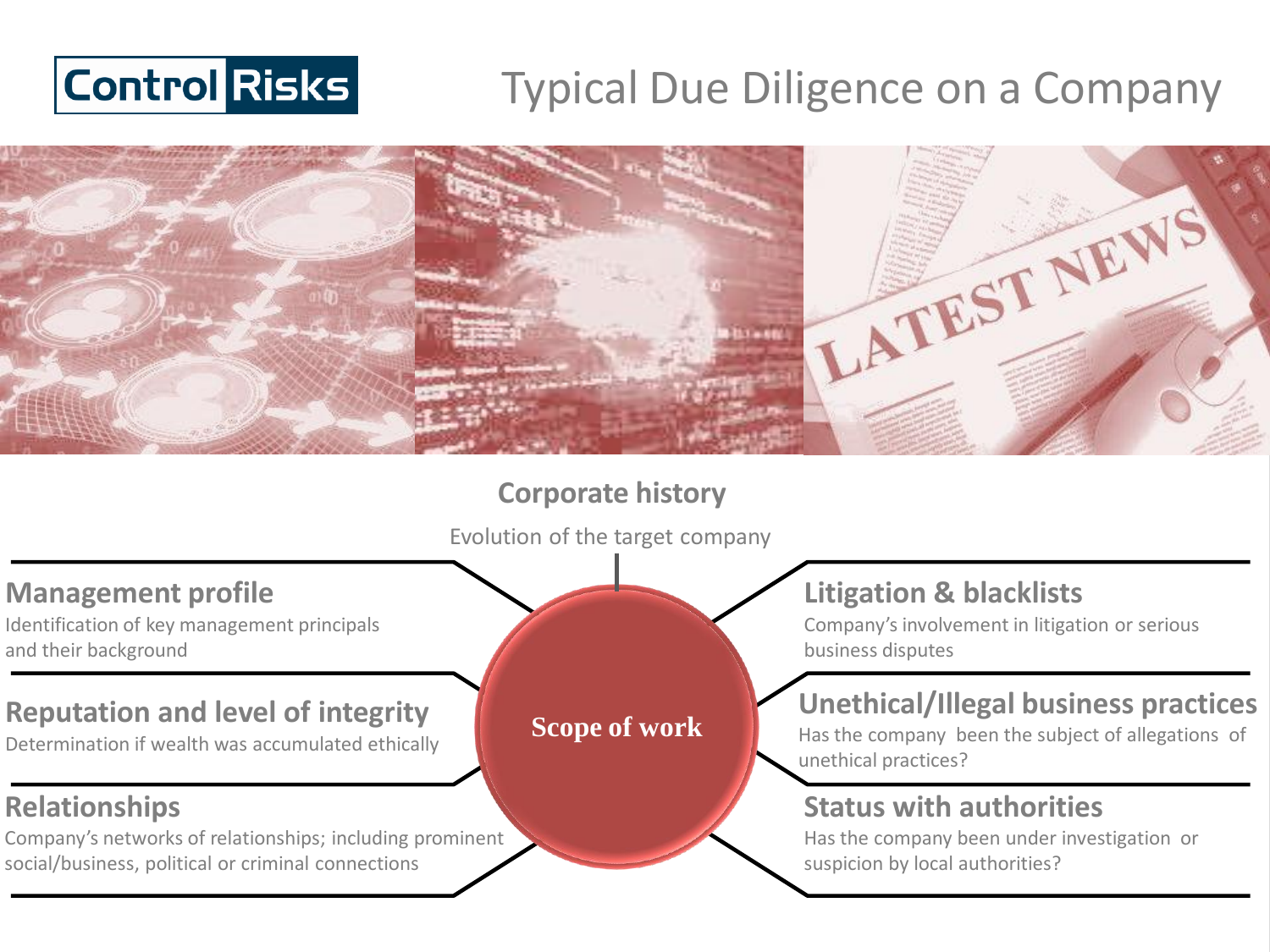# Typical Due Diligence on a Company

## Scope of work

### Corporate history
Evolution of the target company

### Management profile
Identification of key management principals and their background

### Reputation and level of integrity
Determination if wealth was accumulated ethically

### Relationships
Company's networks of relationships; including prominent social/business, political or criminal connections

### Litigation & blacklists
Company's involvement in litigation or serious business disputes

### Unethical/Illegal business practices
Has the company been the subject of allegations of unethical practices?

### Status with authorities
Has the company been under investigation or suspicion by local authorities?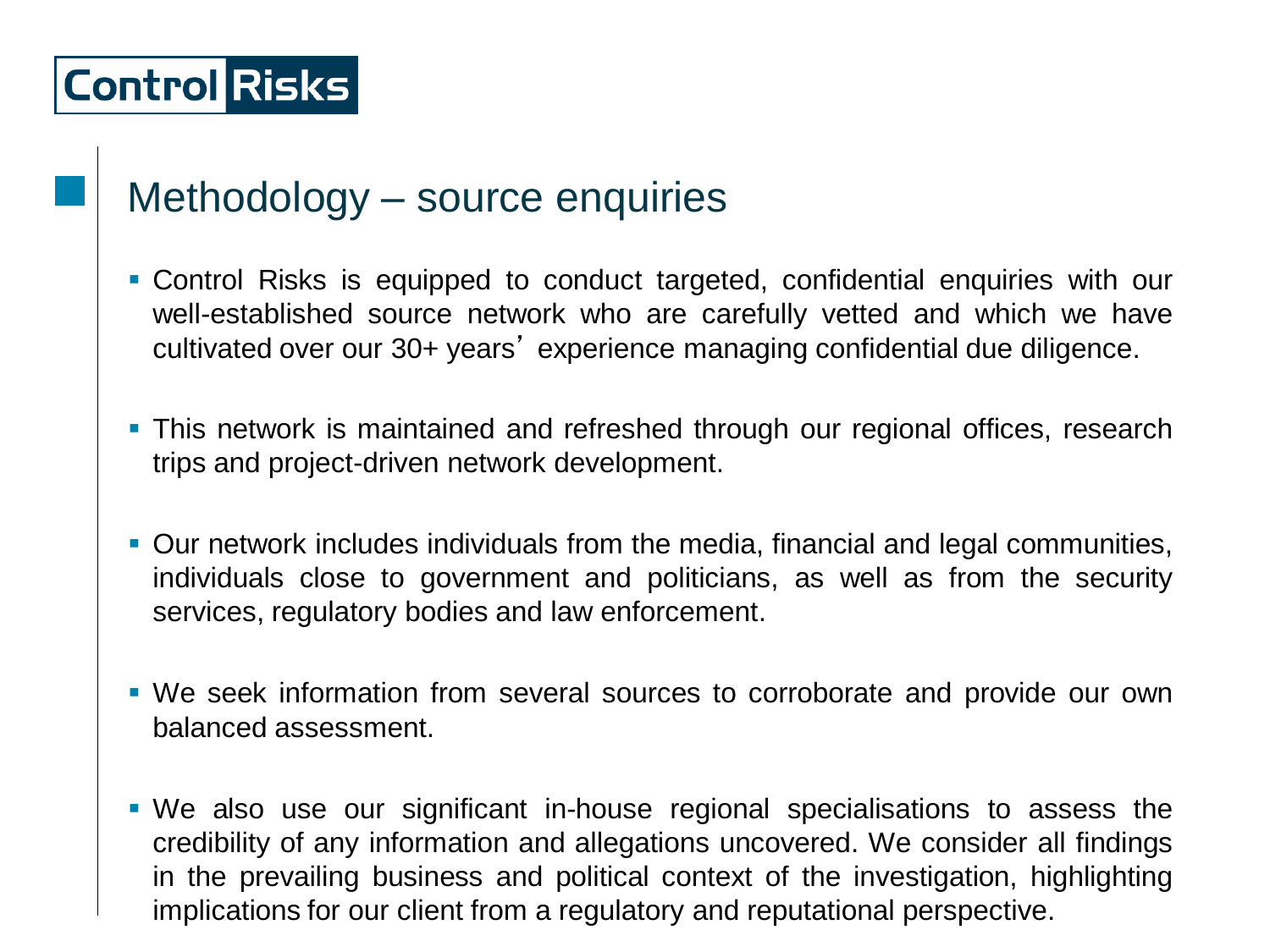## Methodology – source enquiries

- Control Risks is equipped to conduct targeted, confidential enquiries with our well-established source network who are carefully vetted and which we have cultivated over our 30+ years' experience managing confidential due diligence.

- This network is maintained and refreshed through our regional offices, research trips and project-driven network development.

- Our network includes individuals from the media, financial and legal communities, individuals close to government and politicians, as well as from the security services, regulatory bodies and law enforcement.

- We seek information from several sources to corroborate and provide our own balanced assessment.

- We also use our significant in-house regional specialisations to assess the credibility of any information and allegations uncovered. We consider all findings in the prevailing business and political context of the investigation, highlighting implications for our client from a regulatory and reputational perspective.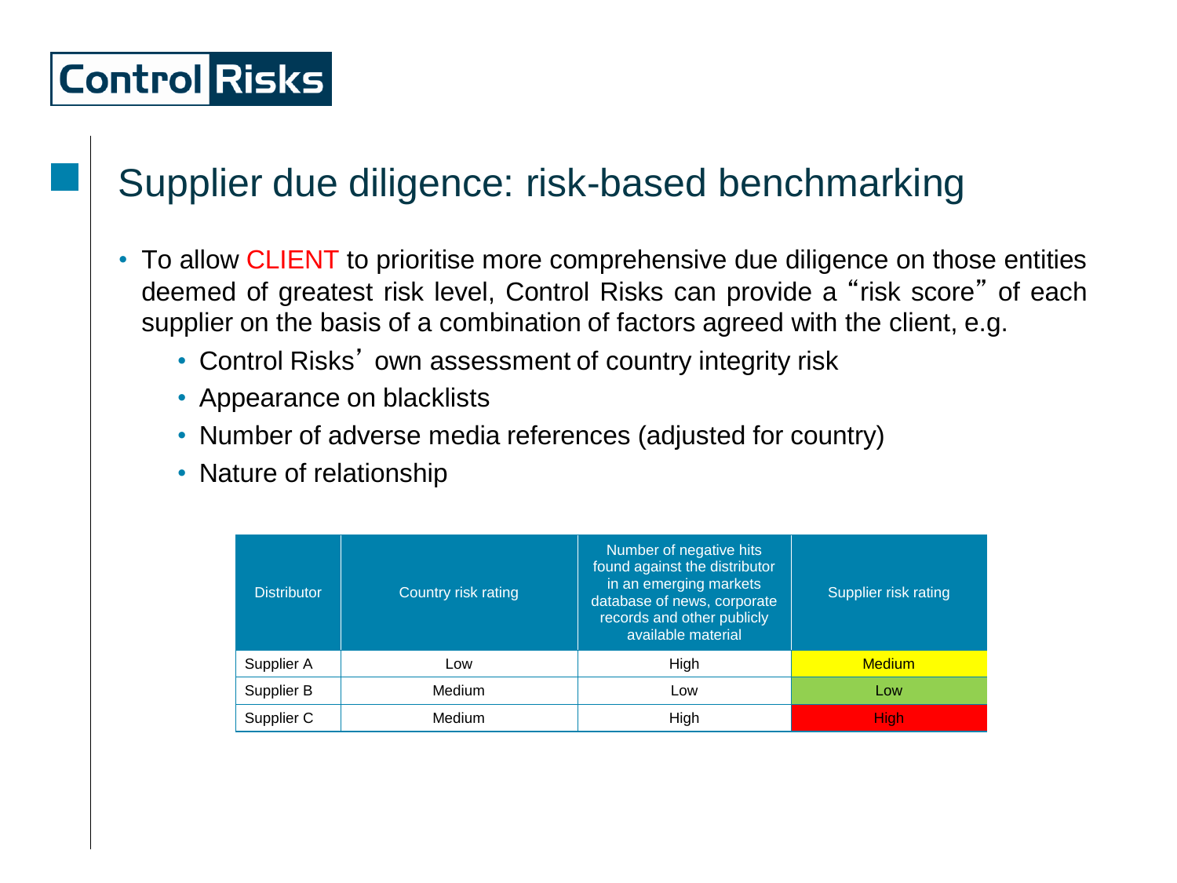# Supplier due diligence: risk-based benchmarking

- To allow CLIENT to prioritise more comprehensive due diligence on those entities deemed of greatest risk level, Control Risks can provide a "risk score" of each supplier on the basis of a combination of factors agreed with the client, e.g.
  - Control Risks' own assessment of country integrity risk
  - Appearance on blacklists
  - Number of adverse media references (adjusted for country)
  - Nature of relationship

| Distributor | Country risk rating | Number of negative hits found against the distributor in an emerging markets database of news, corporate records and other publicly available material | Supplier risk rating |
|---|---|---|---|
| Supplier A | Low | High | Medium |
| Supplier B | Medium | Low | Low |
| Supplier C | Medium | High | High |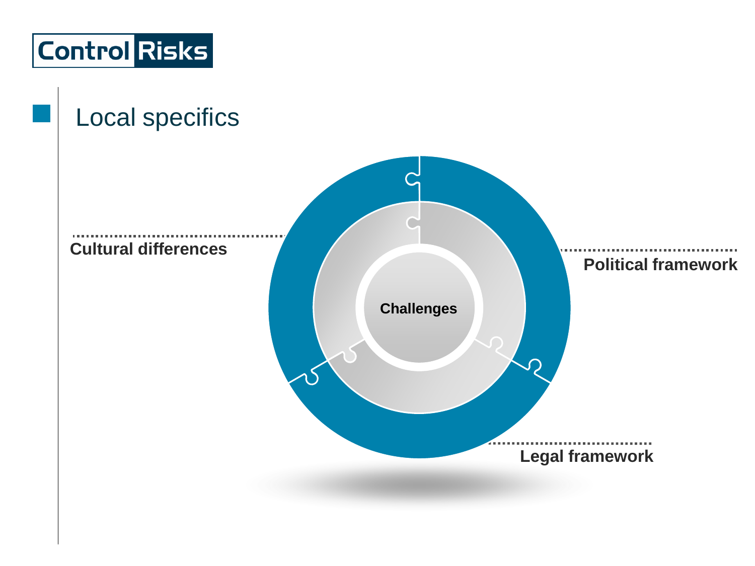## Local specifics

Cultural differences

Political framework

Challenges

Legal framework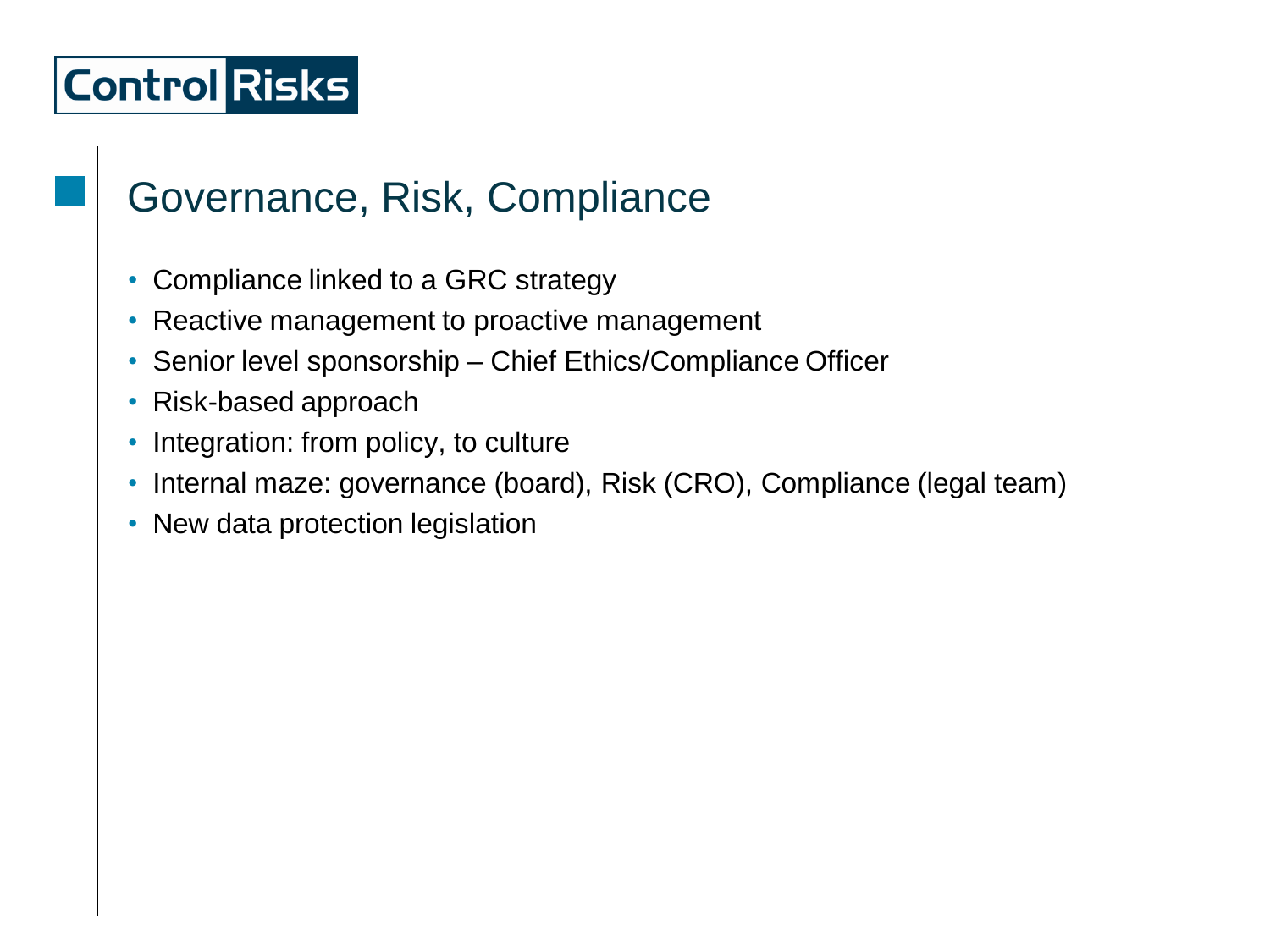Control Risks

# Governance, Risk, Compliance

- Compliance linked to a GRC strategy
- Reactive management to proactive management
- Senior level sponsorship – Chief Ethics/Compliance Officer
- Risk-based approach
- Integration: from policy, to culture
- Internal maze: governance (board), Risk (CRO), Compliance (legal team)
- New data protection legislation